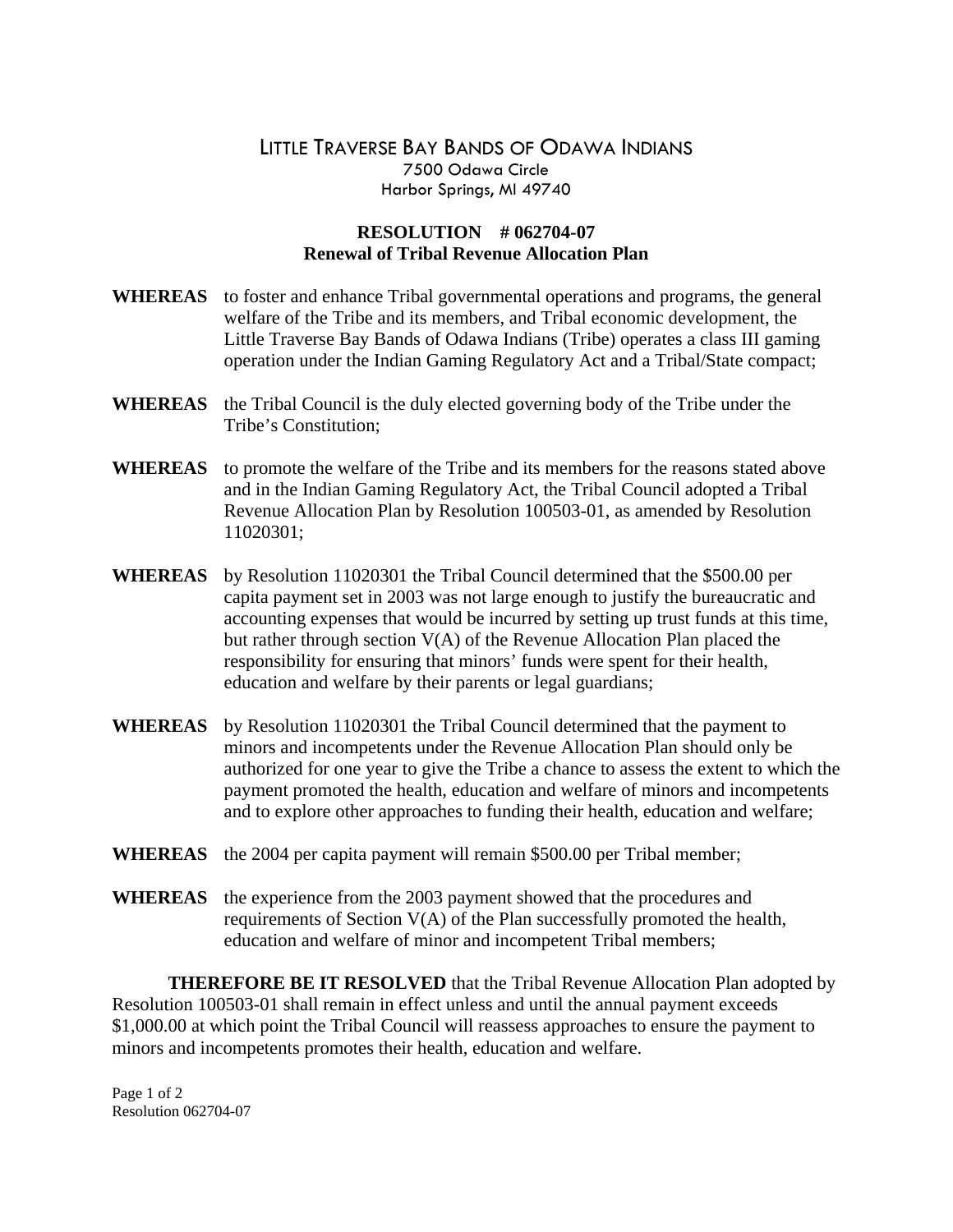# LITTLE TRAVERSE BAY BANDS OF ODAWA INDIANS

7500 Odawa Circle
Harbor Springs, MI 49740

## RESOLUTION # 062704-07
## Renewal of Tribal Revenue Allocation Plan

**WHEREAS** to foster and enhance Tribal governmental operations and programs, the general welfare of the Tribe and its members, and Tribal economic development, the Little Traverse Bay Bands of Odawa Indians (Tribe) operates a class III gaming operation under the Indian Gaming Regulatory Act and a Tribal/State compact;

**WHEREAS** the Tribal Council is the duly elected governing body of the Tribe under the Tribe's Constitution;

**WHEREAS** to promote the welfare of the Tribe and its members for the reasons stated above and in the Indian Gaming Regulatory Act, the Tribal Council adopted a Tribal Revenue Allocation Plan by Resolution 100503-01, as amended by Resolution 11020301;

**WHEREAS** by Resolution 11020301 the Tribal Council determined that the $500.00 per capita payment set in 2003 was not large enough to justify the bureaucratic and accounting expenses that would be incurred by setting up trust funds at this time, but rather through section V(A) of the Revenue Allocation Plan placed the responsibility for ensuring that minors' funds were spent for their health, education and welfare by their parents or legal guardians;

**WHEREAS** by Resolution 11020301 the Tribal Council determined that the payment to minors and incompetents under the Revenue Allocation Plan should only be authorized for one year to give the Tribe a chance to assess the extent to which the payment promoted the health, education and welfare of minors and incompetents and to explore other approaches to funding their health, education and welfare;

**WHEREAS** the 2004 per capita payment will remain $500.00 per Tribal member;

**WHEREAS** the experience from the 2003 payment showed that the procedures and requirements of Section V(A) of the Plan successfully promoted the health, education and welfare of minor and incompetent Tribal members;

**THEREFORE BE IT RESOLVED** that the Tribal Revenue Allocation Plan adopted by Resolution 100503-01 shall remain in effect unless and until the annual payment exceeds $1,000.00 at which point the Tribal Council will reassess approaches to ensure the payment to minors and incompetents promotes their health, education and welfare.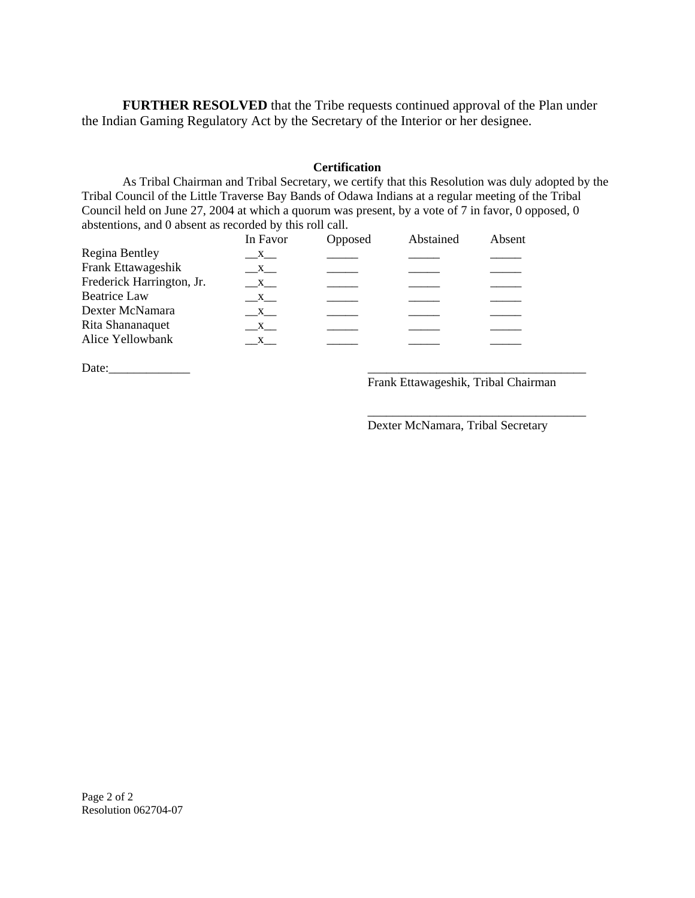**FURTHER RESOLVED** that the Tribe requests continued approval of the Plan under the Indian Gaming Regulatory Act by the Secretary of the Interior or her designee.

**Certification**

As Tribal Chairman and Tribal Secretary, we certify that this Resolution was duly adopted by the Tribal Council of the Little Traverse Bay Bands of Odawa Indians at a regular meeting of the Tribal Council held on June 27, 2004 at which a quorum was present, by a vote of 7 in favor, 0 opposed, 0 abstentions, and 0 absent as recorded by this roll call.

| | In Favor | Opposed | Abstained | Absent |
|---|---|---|---|---|
| Regina Bentley | x | | | |
| Frank Ettawageshik | x | | | |
| Frederick Harrington, Jr. | x | | | |
| Beatrice Law | x | | | |
| Dexter McNamara | x | | | |
| Rita Shananaquet | x | | | |
| Alice Yellowbank | x | | | |

Date:_____________

___________________________________
Frank Ettawageshik, Tribal Chairman

___________________________________
Dexter McNamara, Tribal Secretary

Resolution 062704-07